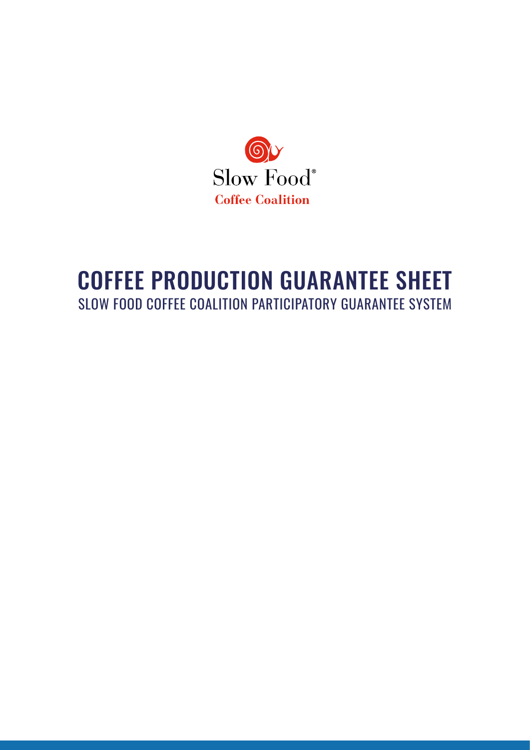Slow Food®

Coffee Coalition

# COFFEE PRODUCTION GUARANTEE SHEET

## SLOW FOOD COFFEE COALITION PARTICIPATORY GUARANTEE SYSTEM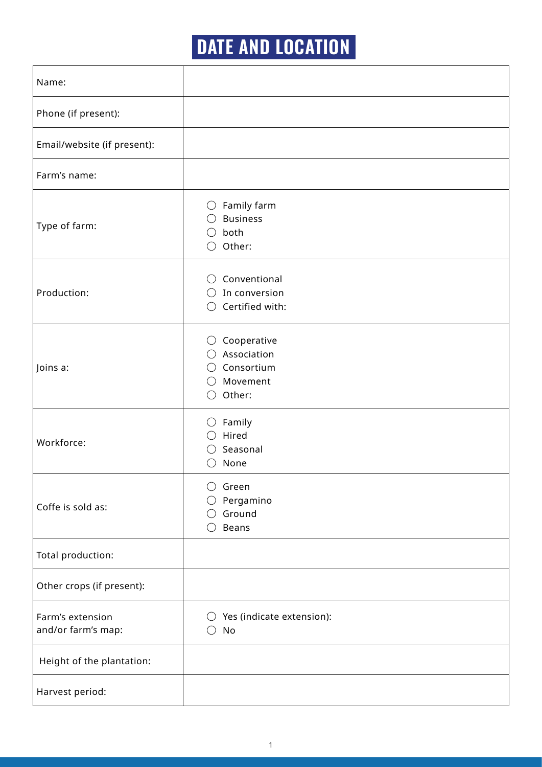# DATE AND LOCATION

| | |
|---|---|
| Name: | |
| Phone (if present): | |
| Email/website (if present): | |
| Farm's name: | |
| Type of farm: | ◯ Family farm<br>◯ Business<br>◯ both<br>◯ Other: |
| Production: | ◯ Conventional<br>◯ In conversion<br>◯ Certified with: |
| Joins a: | ◯ Cooperative<br>◯ Association<br>◯ Consortium<br>◯ Movement<br>◯ Other: |
| Workforce: | ◯ Family<br>◯ Hired<br>◯ Seasonal<br>◯ None |
| Coffe is sold as: | ◯ Green<br>◯ Pergamino<br>◯ Ground<br>◯ Beans |
| Total production: | |
| Other crops (if present): | |
| Farm's extension and/or farm's map: | ◯ Yes (indicate extension):<br>◯ No |
| Height of the plantation: | |
| Harvest period: | |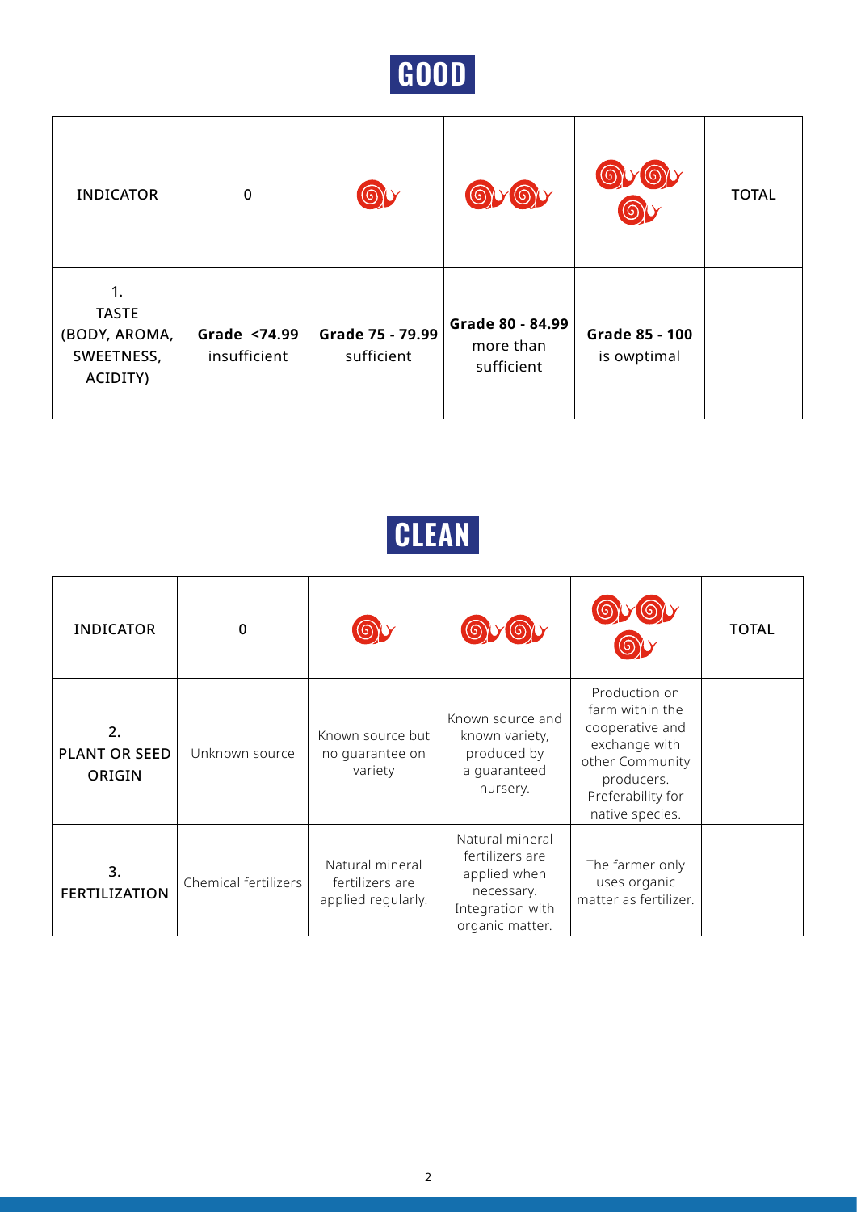# GOOD

| INDICATOR | 0 | | | | TOTAL |
|---|---|---|---|---|---|
| 1. **TASTE** (BODY, AROMA, SWEETNESS, ACIDITY) | **Grade <74.99** insufficient | **Grade 75 - 79.99** sufficient | **Grade 80 - 84.99** more than sufficient | **Grade 85 - 100** is owptimal | |

# CLEAN

| INDICATOR | 0 | | | | TOTAL |
|---|---|---|---|---|---|
| 2. **PLANT OR SEED ORIGIN** | Unknown source | Known source but no guarantee on variety | Known source and known variety, produced by a guaranteed nursery. | Production on farm within the cooperative and exchange with other Community producers. Preferability for native species. | |
| 3. **FERTILIZATION** | Chemical fertilizers | Natural mineral fertilizers are applied regularly. | Natural mineral fertilizers are applied when necessary. Integration with organic matter. | The farmer only uses organic matter as fertilizer. | |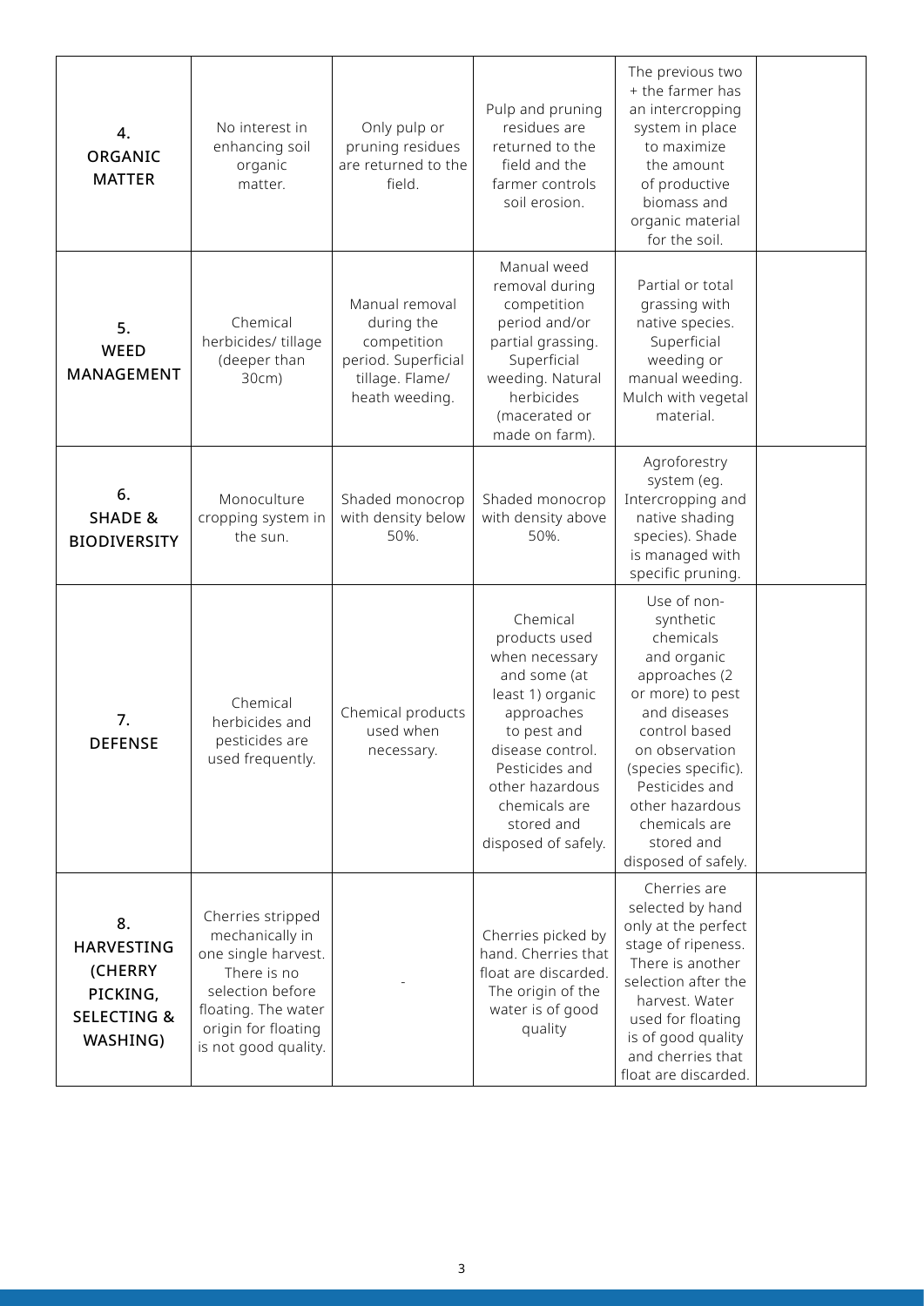| | | | | | |
|---|---|---|---|---|---|
| **4. ORGANIC MATTER** | No interest in enhancing soil organic matter. | Only pulp or pruning residues are returned to the field. | Pulp and pruning residues are returned to the field and the farmer controls soil erosion. | The previous two + the farmer has an intercropping system in place to maximize the amount of productive biomass and organic material for the soil. | |
| **5. WEED MANAGEMENT** | Chemical herbicides/ tillage (deeper than 30cm) | Manual removal during the competition period. Superficial tillage. Flame/ heath weeding. | Manual weed removal during competition period and/or partial grassing. Superficial weeding. Natural herbicides (macerated or made on farm). | Partial or total grassing with native species. Superficial weeding or manual weeding. Mulch with vegetal material. | |
| **6. SHADE & BIODIVERSITY** | Monoculture cropping system in the sun. | Shaded monocrop with density below 50%. | Shaded monocrop with density above 50%. | Agroforestry system (eg. Intercropping and native shading species). Shade is managed with specific pruning. | |
| **7. DEFENSE** | Chemical herbicides and pesticides are used frequently. | Chemical products used when necessary. | Chemical products used when necessary and some (at least 1) organic approaches to pest and disease control. Pesticides and other hazardous chemicals are stored and disposed of safely. | Use of non-synthetic chemicals and organic approaches (2 or more) to pest and diseases control based on observation (species specific). Pesticides and other hazardous chemicals are stored and disposed of safely. | |
| **8. HARVESTING (CHERRY PICKING, SELECTING & WASHING)** | Cherries stripped mechanically in one single harvest. There is no selection before floating. The water origin for floating is not good quality. | - | Cherries picked by hand. Cherries that float are discarded. The origin of the water is of good quality | Cherries are selected by hand only at the perfect stage of ripeness. There is another selection after the harvest. Water used for floating is of good quality and cherries that float are discarded. | |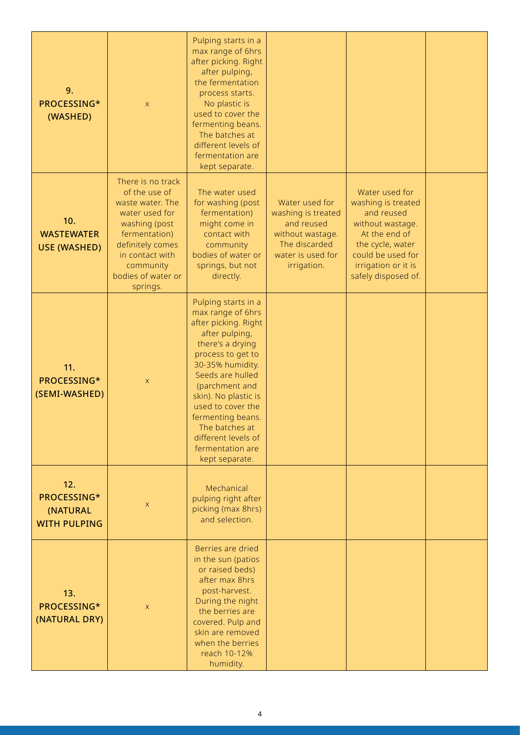| | | | | | |
|---|---|---|---|---|---|
| **9. PROCESSING* (WASHED)** | X | Pulping starts in a max range of 6hrs after picking. Right after pulping, the fermentation process starts. No plastic is used to cover the fermenting beans. The batches at different levels of fermentation are kept separate. | | | |
| **10. WASTEWATER USE (WASHED)** | There is no track of the use of waste water. The water used for washing (post fermentation) definitely comes in contact with community bodies of water or springs. | The water used for washing (post fermentation) might come in contact with community bodies of water or springs, but not directly. | Water used for washing is treated and reused without wastage. The discarded water is used for irrigation. | Water used for washing is treated and reused without wastage. At the end of the cycle, water could be used for irrigation or it is safely disposed of. | |
| **11. PROCESSING* (SEMI-WASHED)** | X | Pulping starts in a max range of 6hrs after picking. Right after pulping, there's a drying process to get to 30-35% humidity. Seeds are hulled (parchment and skin). No plastic is used to cover the fermenting beans. The batches at different levels of fermentation are kept separate. | | | |
| **12. PROCESSING* (NATURAL WITH PULPING** | X | Mechanical pulping right after picking (max 8hrs) and selection. | | | |
| **13. PROCESSING* (NATURAL DRY)** | X | Berries are dried in the sun (patios or raised beds) after max 8hrs post-harvest. During the night the berries are covered. Pulp and skin are removed when the berries reach 10-12% humidity. | | | |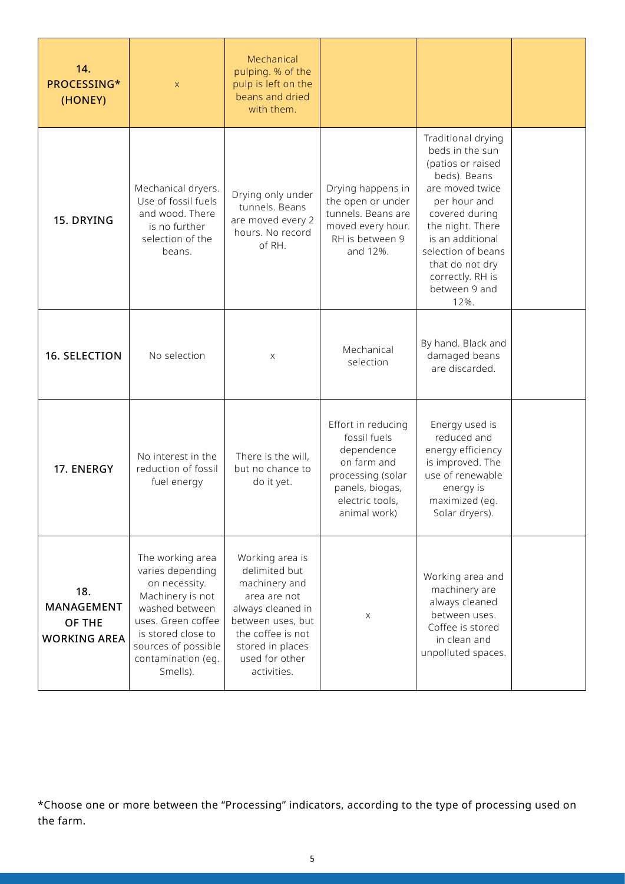| 14. PROCESSING* (HONEY) | X | Mechanical pulping. % of the pulp is left on the beans and dried with them. | | | |
|---|---|---|---|---|---|
| 15. DRYING | Mechanical dryers. Use of fossil fuels and wood. There is no further selection of the beans. | Drying only under tunnels. Beans are moved every 2 hours. No record of RH. | Drying happens in the open or under tunnels. Beans are moved every hour. RH is between 9 and 12%. | Traditional drying beds in the sun (patios or raised beds). Beans are moved twice per hour and covered during the night. There is an additional selection of beans that do not dry correctly. RH is between 9 and 12%. | |
| 16. SELECTION | No selection | X | Mechanical selection | By hand. Black and damaged beans are discarded. | |
| 17. ENERGY | No interest in the reduction of fossil fuel energy | There is the will, but no chance to do it yet. | Effort in reducing fossil fuels dependence on farm and processing (solar panels, biogas, electric tools, animal work) | Energy used is reduced and energy efficiency is improved. The use of renewable energy is maximized (eg. Solar dryers). | |
| 18. MANAGEMENT OF THE WORKING AREA | The working area varies depending on necessity. Machinery is not washed between uses. Green coffee is stored close to sources of possible contamination (eg. Smells). | Working area is delimited but machinery and area are not always cleaned in between uses, but the coffee is not stored in places used for other activities. | X | Working area and machinery are always cleaned between uses. Coffee is stored in clean and unpolluted spaces. | |

*Choose one or more between the "Processing" indicators, according to the type of processing used on the farm.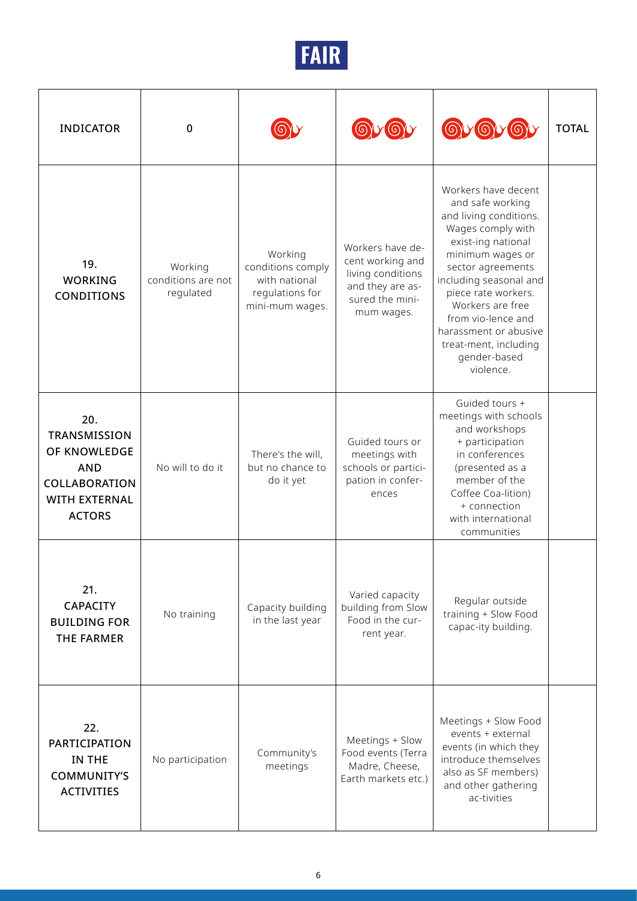# FAIR

| INDICATOR | 0 | 🐌 | 🐌🐌 | 🐌🐌🐌 | TOTAL |
|---|---|---|---|---|---|
| **19. WORKING CONDITIONS** | Working conditions are not regulated | Working conditions comply with national regulations for mini-mum wages. | Workers have de-cent working and living conditions and they are as-sured the mini-mum wages. | Workers have decent and safe working and living conditions. Wages comply with exist-ing national minimum wages or sector agreements including seasonal and piece rate workers. Workers are free from vio-lence and harassment or abusive treat-ment, including gender-based violence. | |
| **20. TRANSMISSION OF KNOWLEDGE AND COLLABORATION WITH EXTERNAL ACTORS** | No will to do it | There's the will, but no chance to do it yet | Guided tours or meetings with schools or partici-pation in confer-ences | Guided tours + meetings with schools and workshops + participation in conferences (presented as a member of the Coffee Coa-lition) + connection with international communities | |
| **21. CAPACITY BUILDING FOR THE FARMER** | No training | Capacity building in the last year | Varied capacity building from Slow Food in the cur-rent year. | Regular outside training + Slow Food capac-ity building. | |
| **22. PARTICIPATION IN THE COMMUNITY'S ACTIVITIES** | No participation | Community's meetings | Meetings + Slow Food events (Terra Madre, Cheese, Earth markets etc.) | Meetings + Slow Food events + external events (in which they introduce themselves also as SF members) and other gathering ac-tivities | |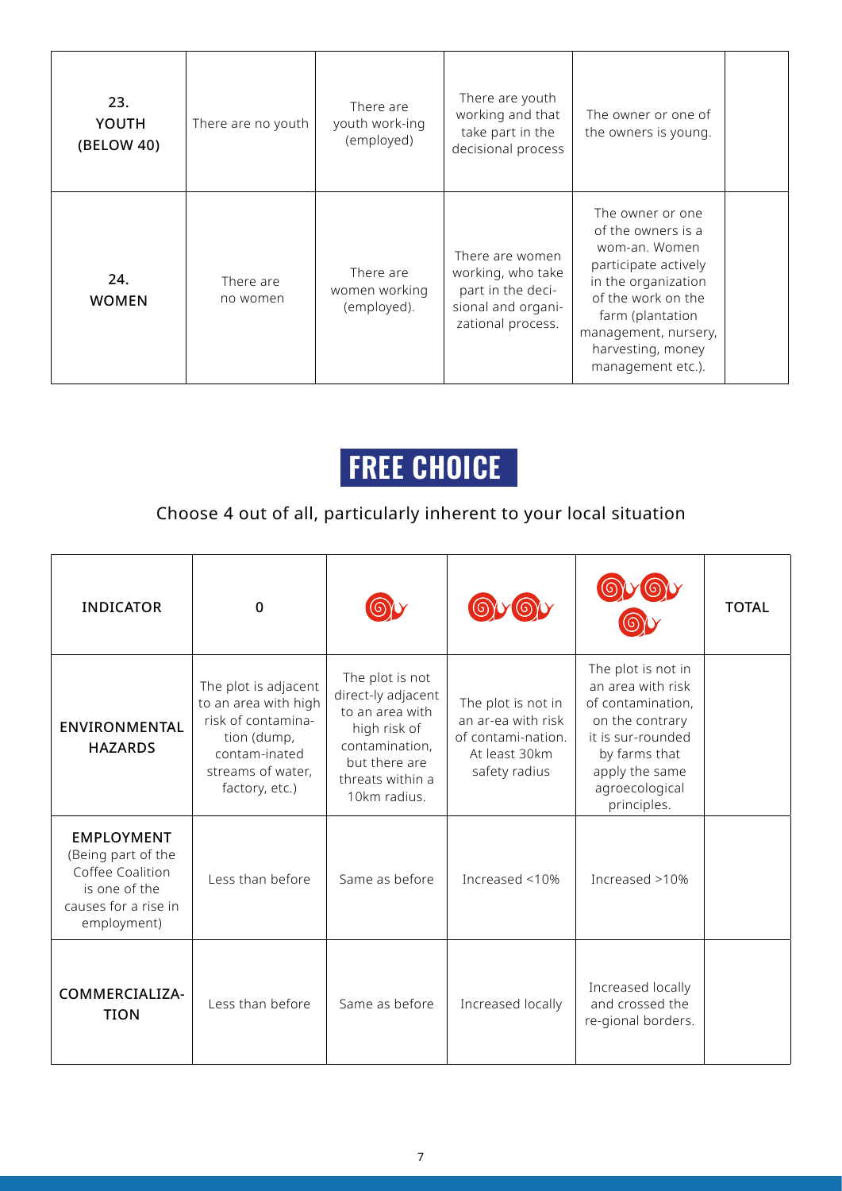| 23. YOUTH (BELOW 40) | There are no youth | There are youth work-ing (employed) | There are youth working and that take part in the decisional process | The owner or one of the owners is young. | |
|---|---|---|---|---|---|
| **24. WOMEN** | There are no women | There are women working (employed). | There are women working, who take part in the deci-sional and organi-zational process. | The owner or one of the owners is a wom-an. Women participate actively in the organization of the work on the farm (plantation management, nursery, harvesting, money management etc.). | |

# FREE CHOICE

Choose 4 out of all, particularly inherent to your local situation

| INDICATOR | 0 | 🐌 | 🐌🐌 | 🐌🐌🐌 | TOTAL |
|---|---|---|---|---|---|
| **ENVIRONMENTAL HAZARDS** | The plot is adjacent to an area with high risk of contamina-tion (dump, contam-inated streams of water, factory, etc.) | The plot is not direct-ly adjacent to an area with high risk of contamination, but there are threats within a 10km radius. | The plot is not in an ar-ea with risk of contami-nation. At least 30km safety radius | The plot is not in an area with risk of contamination, on the contrary it is sur-rounded by farms that apply the same agroecological principles. | |
| **EMPLOYMENT** (Being part of the Coffee Coalition is one of the causes for a rise in employment) | Less than before | Same as before | Increased <10% | Increased >10% | |
| **COMMERCIALIZA-TION** | Less than before | Same as before | Increased locally | Increased locally and crossed the re-gional borders. | |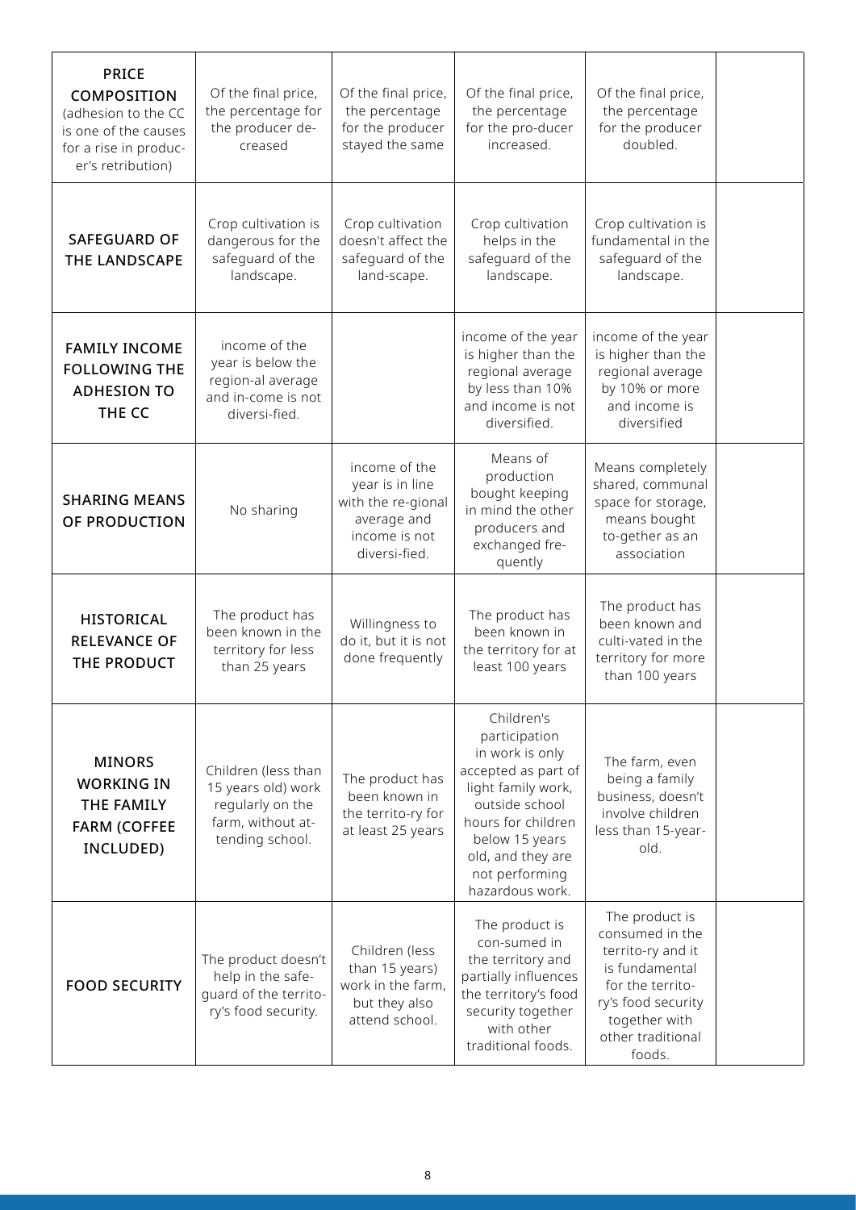| | | | | | |
|---|---|---|---|---|---|
| **PRICE COMPOSITION** (adhesion to the CC is one of the causes for a rise in producer's retribution) | Of the final price, the percentage for the producer decreased | Of the final price, the percentage for the producer stayed the same | Of the final price, the percentage for the producer increased. | Of the final price, the percentage for the producer doubled. | |
| **SAFEGUARD OF THE LANDSCAPE** | Crop cultivation is dangerous for the safeguard of the landscape. | Crop cultivation doesn't affect the safeguard of the landscape. | Crop cultivation helps in the safeguard of the landscape. | Crop cultivation is fundamental in the safeguard of the landscape. | |
| **FAMILY INCOME FOLLOWING THE ADHESION TO THE CC** | income of the year is below the regional average and income is not diversified. | | income of the year is higher than the regional average by less than 10% and income is not diversified. | income of the year is higher than the regional average by 10% or more and income is diversified | |
| **SHARING MEANS OF PRODUCTION** | No sharing | income of the year is in line with the regional average and income is not diversified. | Means of production bought keeping in mind the other producers and exchanged frequently | Means completely shared, communal space for storage, means bought together as an association | |
| **HISTORICAL RELEVANCE OF THE PRODUCT** | The product has been known in the territory for less than 25 years | Willingness to do it, but it is not done frequently | The product has been known in the territory for at least 100 years | The product has been known and cultivated in the territory for more than 100 years | |
| **MINORS WORKING IN THE FAMILY FARM (COFFEE INCLUDED)** | Children (less than 15 years old) work regularly on the farm, without attending school. | The product has been known in the territory for at least 25 years | Children's participation in work is only accepted as part of light family work, outside school hours for children below 15 years old, and they are not performing hazardous work. | The farm, even being a family business, doesn't involve children less than 15-year-old. | |
| **FOOD SECURITY** | The product doesn't help in the safeguard of the territory's food security. | Children (less than 15 years) work in the farm, but they also attend school. | The product is consumed in the territory and partially influences the territory's food security together with other traditional foods. | The product is consumed in the territory and it is fundamental for the territory's food security together with other traditional foods. | |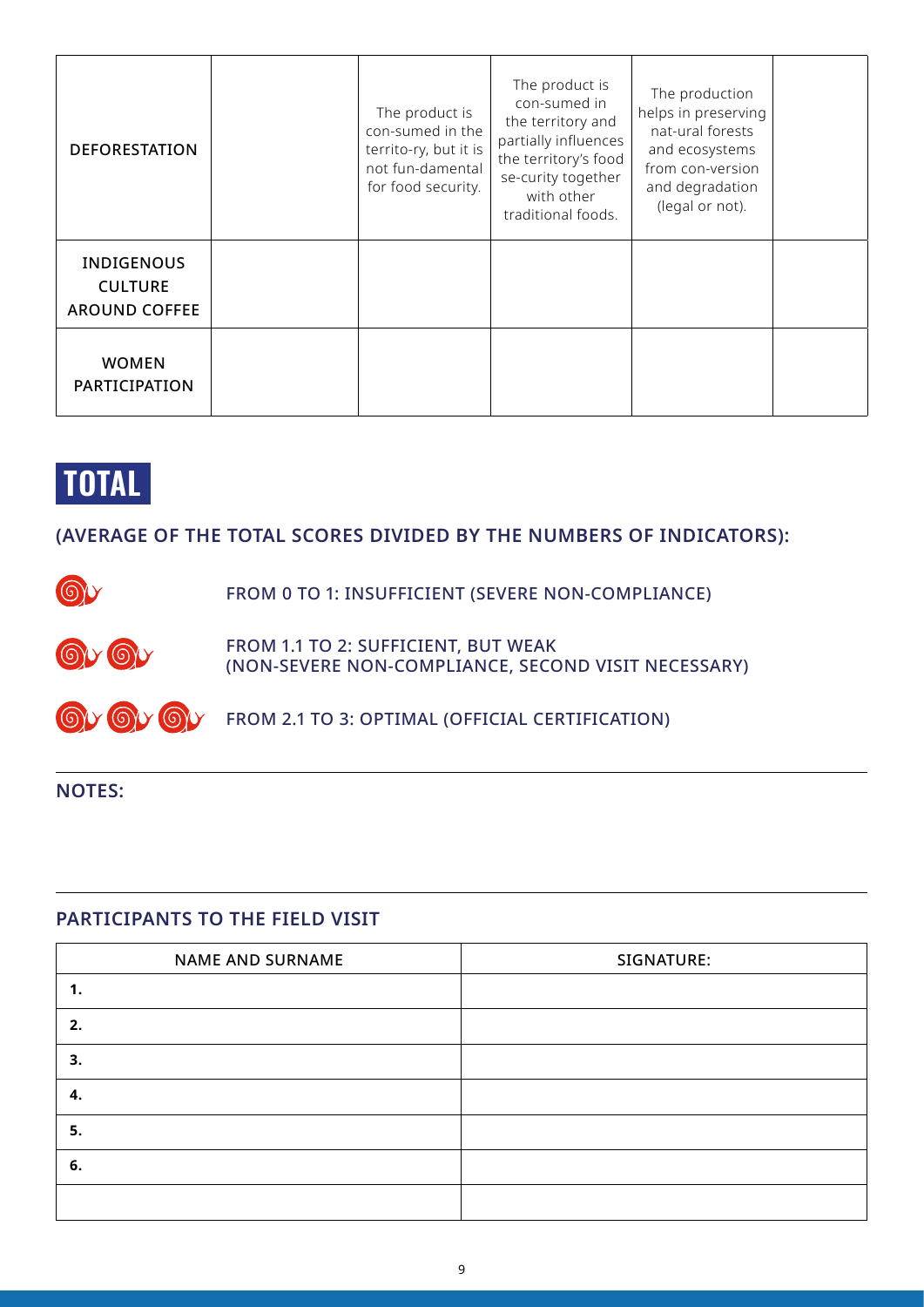| | | | | | |
|---|---|---|---|---|---|
| DEFORESTATION | | The product is con-sumed in the territo-ry, but it is not fun-damental for food security. | The product is con-sumed in the territory and partially influences the territory's food se-curity together with other traditional foods. | The production helps in preserving nat-ural forests and ecosystems from con-version and degradation (legal or not). | |
| INDIGENOUS CULTURE AROUND COFFEE | | | | | |
| WOMEN PARTICIPATION | | | | | |

## TOTAL

### (AVERAGE OF THE TOTAL SCORES DIVIDED BY THE NUMBERS OF INDICATORS):

- FROM 0 TO 1: INSUFFICIENT (SEVERE NON-COMPLIANCE)
- FROM 1.1 TO 2: SUFFICIENT, BUT WEAK (NON-SEVERE NON-COMPLIANCE, SECOND VISIT NECESSARY)
- FROM 2.1 TO 3: OPTIMAL (OFFICIAL CERTIFICATION)

### NOTES:

### PARTICIPANTS TO THE FIELD VISIT

| NAME AND SURNAME | SIGNATURE: |
|---|---|
| 1. | |
| 2. | |
| 3. | |
| 4. | |
| 5. | |
| 6. | |
| | |